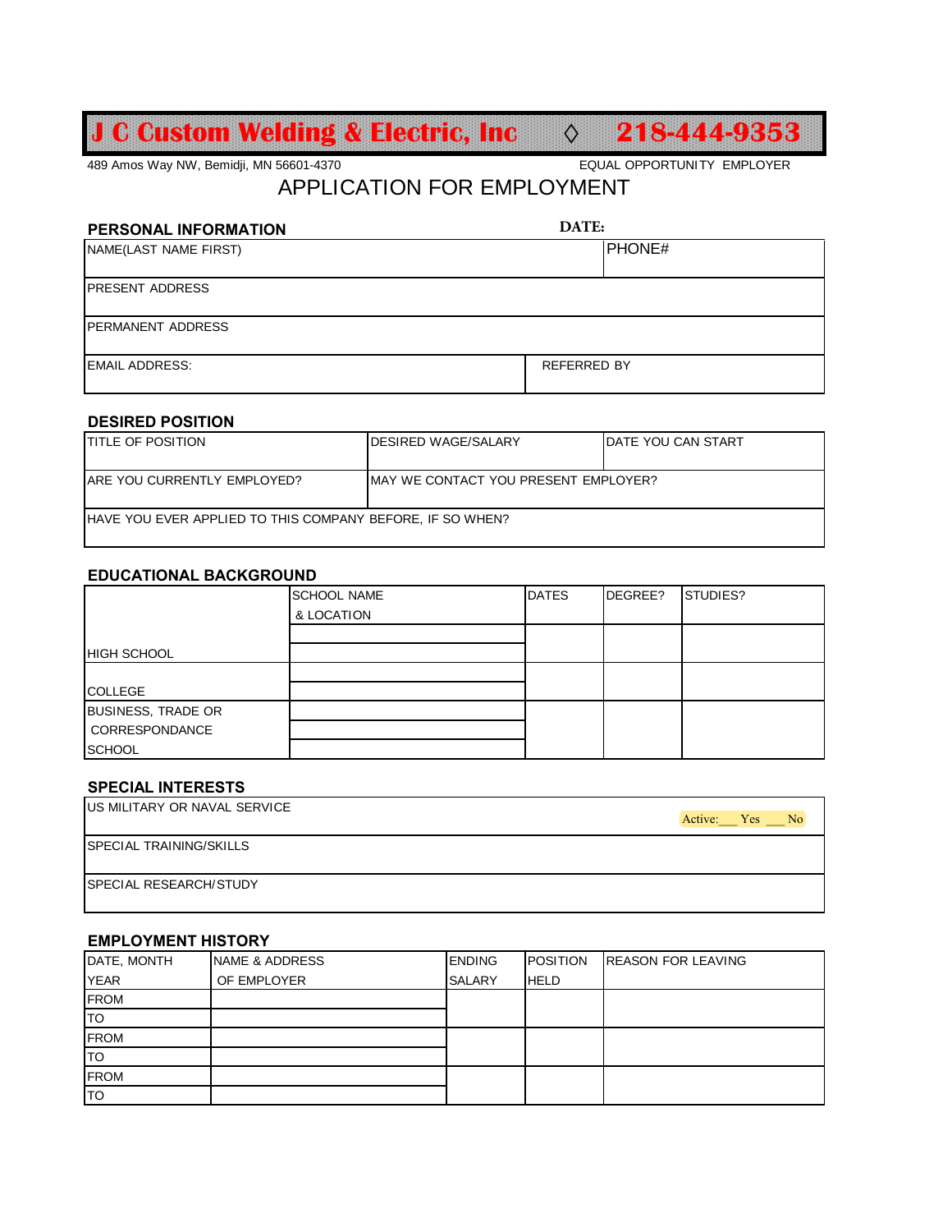# J C Custom Welding & Electric, Inc ◊ 218-444-9353

489 Amos Way NW, Bemidji, MN 56601-4370

EQUAL OPPORTUNITY EMPLOYER

## APPLICATION FOR EMPLOYMENT

### PERSONAL INFORMATION

**DATE:**

| NAME(LAST NAME FIRST) | PHONE# |
|---|---|
| PRESENT ADDRESS | |
| PERMANENT ADDRESS | |
| EMAIL ADDRESS: | REFERRED BY |

### DESIRED POSITION

| TITLE OF POSITION | DESIRED WAGE/SALARY | DATE YOU CAN START |
|---|---|---|
| ARE YOU CURRENTLY EMPLOYED? | MAY WE CONTACT YOU PRESENT EMPLOYER? | |
| HAVE YOU EVER APPLIED TO THIS COMPANY BEFORE, IF SO WHEN? | | |

### EDUCATIONAL BACKGROUND

| | SCHOOL NAME & LOCATION | DATES | DEGREE? | STUDIES? |
|---|---|---|---|---|
| HIGH SCHOOL | | | | |
| COLLEGE | | | | |
| BUSINESS, TRADE OR CORRESPONDANCE SCHOOL | | | | |

### SPECIAL INTERESTS

| | |
|---|---|
| US MILITARY OR NAVAL SERVICE | Active:___ Yes ___ No |
| SPECIAL TRAINING/SKILLS | |
| SPECIAL RESEARCH/STUDY | |

### EMPLOYMENT HISTORY

| DATE, MONTH YEAR | NAME & ADDRESS OF EMPLOYER | ENDING SALARY | POSITION HELD | REASON FOR LEAVING |
|---|---|---|---|---|
| FROM | | | | |
| TO | | | | |
| FROM | | | | |
| TO | | | | |
| FROM | | | | |
| TO | | | | |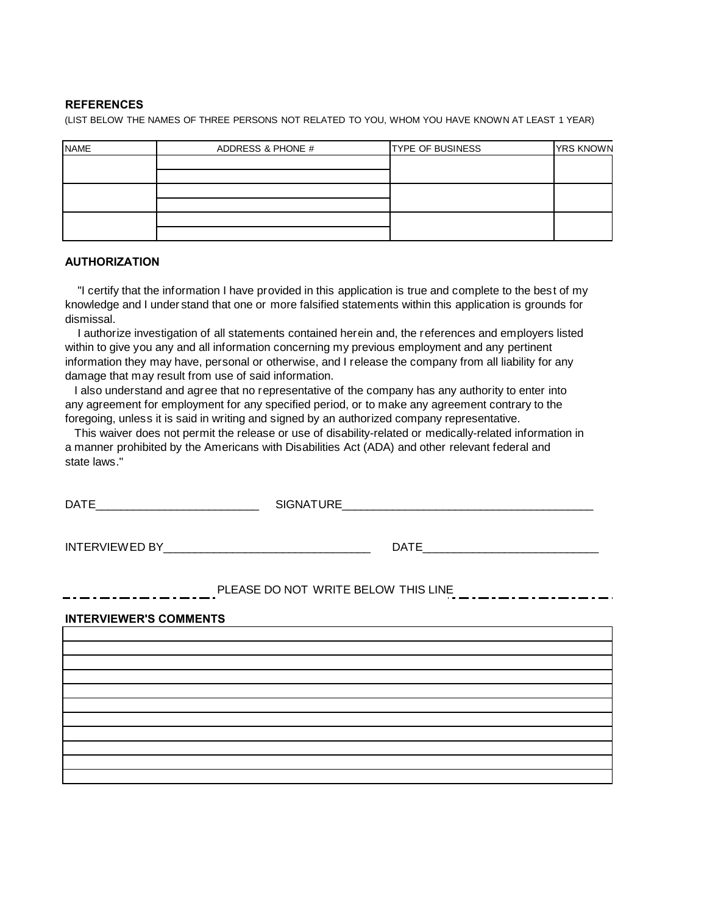**REFERENCES**

(LIST BELOW THE NAMES OF THREE PERSONS NOT RELATED TO YOU, WHOM YOU HAVE KNOWN AT LEAST 1 YEAR)

| NAME | ADDRESS & PHONE # | TYPE OF BUSINESS | YRS KNOWN |
|---|---|---|---|
| | | | |
| | | | |
| | | | |
| | | | |
| | | | |
| | | | |

**AUTHORIZATION**

"I certify that the information I have provided in this application is true and complete to the best of my knowledge and I understand that one or more falsified statements within this application is grounds for dismissal.

I authorize investigation of all statements contained herein and, the references and employers listed within to give you any and all information concerning my previous employment and any pertinent information they may have, personal or otherwise, and I release the company from all liability for any damage that may result from use of said information.

I also understand and agree that no representative of the company has any authority to enter into any agreement for employment for any specified period, or to make any agreement contrary to the foregoing, unless it is said in writing and signed by an authorized company representative.

This waiver does not permit the release or use of disability-related or medically-related information in a manner prohibited by the Americans with Disabilities Act (ADA) and other relevant federal and state laws."

DATE_________________________ SIGNATURE_______________________________________

INTERVIEWED BY_______________________________ DATE__________________________

PLEASE DO NOT WRITE BELOW THIS LINE

**INTERVIEWER'S COMMENTS**

| |
|---|
| |
| |
| |
| |
| |
| |
| |
| |
| |
| |